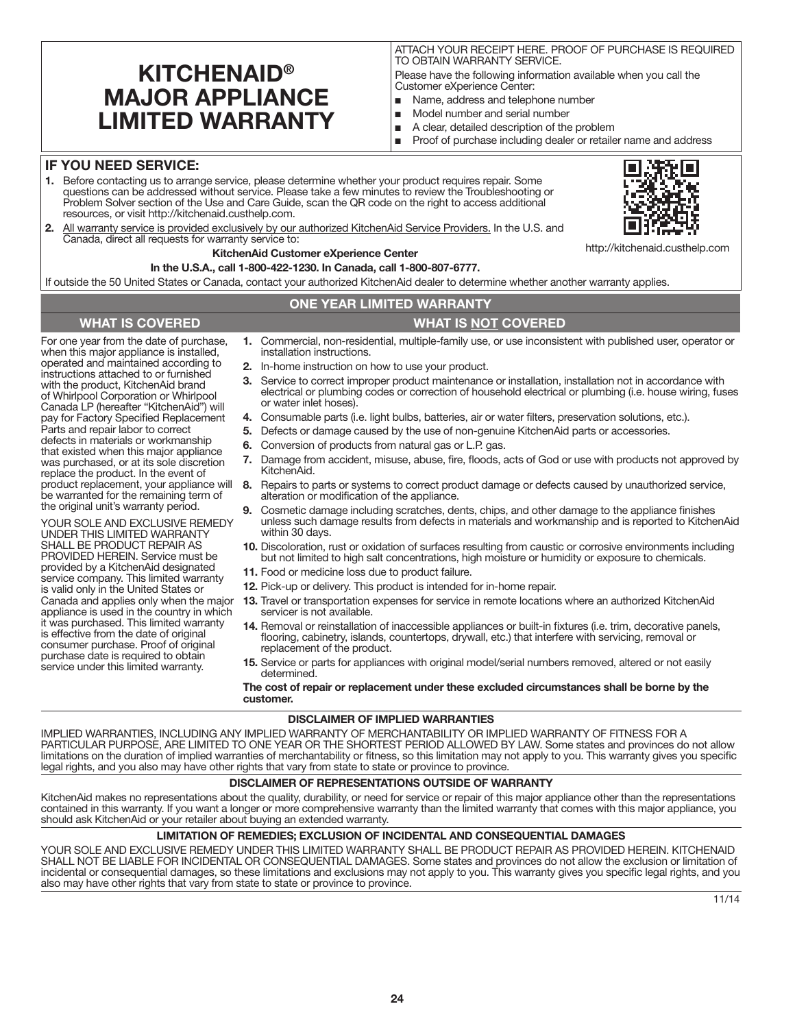# KITCHENAID® MAJOR APPLIANCE LIMITED WARRANTY

ATTACH YOUR RECEIPT HERE. PROOF OF PURCHASE IS REQUIRED TO OBTAIN WARRANTY SERVICE.

Please have the following information available when you call the Customer eXperience Center:

- Name, address and telephone number
- Model number and serial number
- A clear, detailed description of the problem
- Proof of purchase including dealer or retailer name and address

## IF YOU NEED SERVICE:

1. Before contacting us to arrange service, please determine whether your product requires repair. Some questions can be addressed without service. Please take a few minutes to review the Troubleshooting or Problem Solver section of the Use and Care Guide, scan the QR code on the right to access additional resources, or visit http://kitchenaid.custhelp.com.
2. All warranty service is provided exclusively by our authorized KitchenAid Service Providers. In the U.S. and Canada, direct all requests for warranty service to:

**KitchenAid Customer eXperience Center**

**In the U.S.A., call 1-800-422-1230. In Canada, call 1-800-807-6777.**

http://kitchenaid.custhelp.com

If outside the 50 United States or Canada, contact your authorized KitchenAid dealer to determine whether another warranty applies.

## ONE YEAR LIMITED WARRANTY

### WHAT IS COVERED

For one year from the date of purchase, when this major appliance is installed, operated and maintained according to instructions attached to or furnished with the product, KitchenAid brand of Whirlpool Corporation or Whirlpool Canada LP (hereafter "KitchenAid") will pay for Factory Specified Replacement Parts and repair labor to correct defects in materials or workmanship that existed when this major appliance was purchased, or at its sole discretion replace the product. In the event of product replacement, your appliance will be warranted for the remaining term of the original unit's warranty period.

YOUR SOLE AND EXCLUSIVE REMEDY UNDER THIS LIMITED WARRANTY SHALL BE PRODUCT REPAIR AS PROVIDED HEREIN. Service must be provided by a KitchenAid designated service company. This limited warranty is valid only in the United States or Canada and applies only when the major appliance is used in the country in which it was purchased. This limited warranty is effective from the date of original consumer purchase. Proof of original purchase date is required to obtain service under this limited warranty.

### WHAT IS NOT COVERED

1. Commercial, non-residential, multiple-family use, or use inconsistent with published user, operator or installation instructions.
2. In-home instruction on how to use your product.
3. Service to correct improper product maintenance or installation, installation not in accordance with electrical or plumbing codes or correction of household electrical or plumbing (i.e. house wiring, fuses or water inlet hoses).
4. Consumable parts (i.e. light bulbs, batteries, air or water filters, preservation solutions, etc.).
5. Defects or damage caused by the use of non-genuine KitchenAid parts or accessories.
6. Conversion of products from natural gas or L.P. gas.
7. Damage from accident, misuse, abuse, fire, floods, acts of God or use with products not approved by KitchenAid.
8. Repairs to parts or systems to correct product damage or defects caused by unauthorized service, alteration or modification of the appliance.
9. Cosmetic damage including scratches, dents, chips, and other damage to the appliance finishes unless such damage results from defects in materials and workmanship and is reported to KitchenAid within 30 days.
10. Discoloration, rust or oxidation of surfaces resulting from caustic or corrosive environments including but not limited to high salt concentrations, high moisture or humidity or exposure to chemicals.
11. Food or medicine loss due to product failure.
12. Pick-up or delivery. This product is intended for in-home repair.
13. Travel or transportation expenses for service in remote locations where an authorized KitchenAid servicer is not available.
14. Removal or reinstallation of inaccessible appliances or built-in fixtures (i.e. trim, decorative panels, flooring, cabinetry, islands, countertops, drywall, etc.) that interfere with servicing, removal or replacement of the product.
15. Service or parts for appliances with original model/serial numbers removed, altered or not easily determined.

**The cost of repair or replacement under these excluded circumstances shall be borne by the customer.**

### DISCLAIMER OF IMPLIED WARRANTIES

IMPLIED WARRANTIES, INCLUDING ANY IMPLIED WARRANTY OF MERCHANTABILITY OR IMPLIED WARRANTY OF FITNESS FOR A PARTICULAR PURPOSE, ARE LIMITED TO ONE YEAR OR THE SHORTEST PERIOD ALLOWED BY LAW. Some states and provinces do not allow limitations on the duration of implied warranties of merchantability or fitness, so this limitation may not apply to you. This warranty gives you specific legal rights, and you also may have other rights that vary from state to state or province to province.

### DISCLAIMER OF REPRESENTATIONS OUTSIDE OF WARRANTY

KitchenAid makes no representations about the quality, durability, or need for service or repair of this major appliance other than the representations contained in this warranty. If you want a longer or more comprehensive warranty than the limited warranty that comes with this major appliance, you should ask KitchenAid or your retailer about buying an extended warranty.

### LIMITATION OF REMEDIES; EXCLUSION OF INCIDENTAL AND CONSEQUENTIAL DAMAGES

YOUR SOLE AND EXCLUSIVE REMEDY UNDER THIS LIMITED WARRANTY SHALL BE PRODUCT REPAIR AS PROVIDED HEREIN. KITCHENAID SHALL NOT BE LIABLE FOR INCIDENTAL OR CONSEQUENTIAL DAMAGES. Some states and provinces do not allow the exclusion or limitation of incidental or consequential damages, so these limitations and exclusions may not apply to you. This warranty gives you specific legal rights, and you also may have other rights that vary from state to state or province to province.

11/14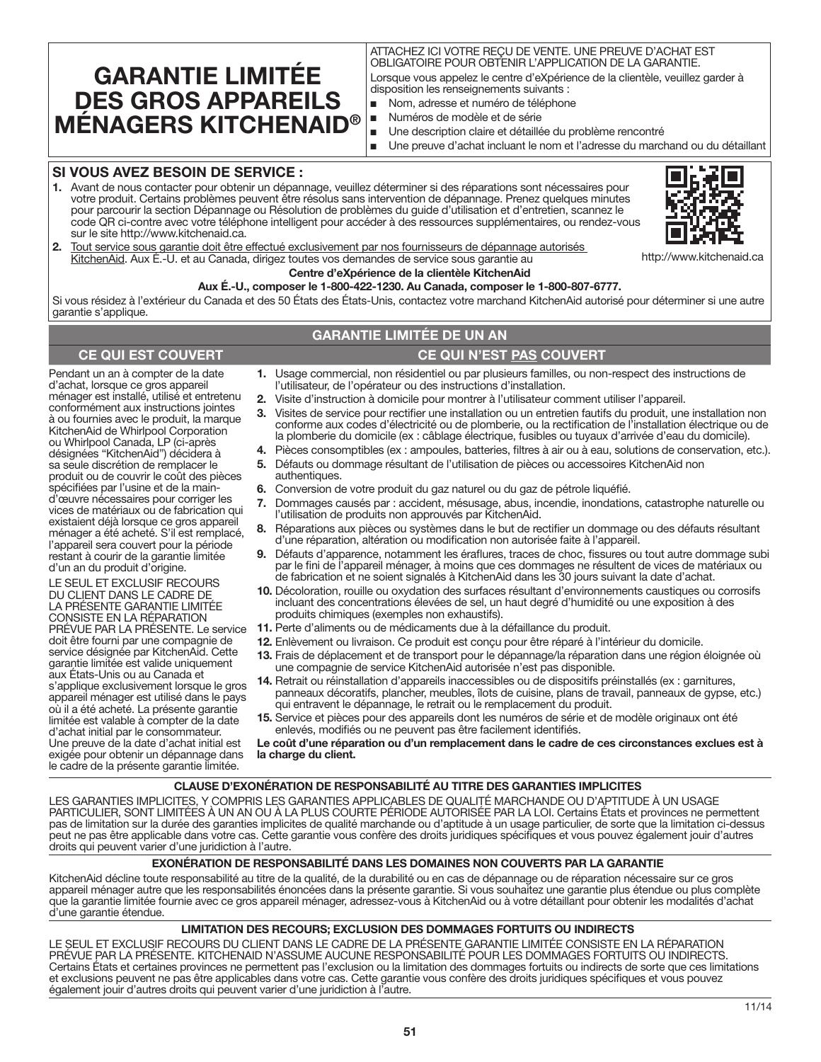# GARANTIE LIMITÉE DES GROS APPAREILS MÉNAGERS KITCHENAID®

ATTACHEZ ICI VOTRE REÇU DE VENTE. UNE PREUVE D'ACHAT EST OBLIGATOIRE POUR OBTENIR L'APPLICATION DE LA GARANTIE.

Lorsque vous appelez le centre d'eXPérience de la clientèle, veuillez garder à disposition les renseignements suivants :

- Nom, adresse et numéro de téléphone
- Numéros de modèle et de série
- Une description claire et détaillée du problème rencontré
- Une preuve d'achat incluant le nom et l'adresse du marchand ou du détaillant

## SI VOUS AVEZ BESOIN DE SERVICE :

1. Avant de nous contacter pour obtenir un dépannage, veuillez déterminer si des réparations sont nécessaires pour votre produit. Certains problèmes peuvent être résolus sans intervention de dépannage. Prenez quelques minutes pour parcourir la section Dépannage ou Résolution de problèmes du guide d'utilisation et d'entretien, scannez le code QR ci-contre avec votre téléphone intelligent pour accéder à des ressources supplémentaires, ou rendez-vous sur le site http://www.kitchenaid.ca.
2. Tout service sous garantie doit être effectué exclusivement par nos fournisseurs de dépannage autorisés KitchenAid. Aux É.-U. et au Canada, dirigez toutes vos demandes de service sous garantie au

http://www.kitchenaid.ca

**Centre d'eXPérience de la clientèle KitchenAid**

**Aux É.-U., composer le 1-800-422-1230. Au Canada, composer le 1-800-807-6777.**

Si vous résidez à l'extérieur du Canada et des 50 États des États-Unis, contactez votre marchand KitchenAid autorisé pour déterminer si une autre garantie s'applique.

## GARANTIE LIMITÉE DE UN AN

### CE QUI EST COUVERT

Pendant un an à compter de la date d'achat, lorsque ce gros appareil ménager est installé, utilisé et entretenu conformément aux instructions jointes à ou fournies avec le produit, la marque KitchenAid de Whirlpool Corporation ou Whirlpool Canada, LP (ci-après désignées "KitchenAid") décidera à sa seule discrétion de remplacer le produit ou de couvrir le coût des pièces spécifiées par l'usine et de la main-d'œuvre nécessaires pour corriger les vices de matériaux ou de fabrication qui existaient déjà lorsque ce gros appareil ménager a été acheté. S'il est remplacé, l'appareil sera couvert pour la période restant à courir de la garantie limitée d'un an du produit d'origine.

LE SEUL ET EXCLUSIF RECOURS DU CLIENT DANS LE CADRE DE LA PRÉSENTE GARANTIE LIMITÉE CONSISTE EN LA RÉPARATION PRÉVUE PAR LA PRÉSENTE. Le service doit être fourni par une compagnie de service désignée par KitchenAid. Cette garantie limitée est valide uniquement aux États-Unis ou au Canada et s'applique exclusivement lorsque le gros appareil ménager est utilisé dans le pays où il a été acheté. La présente garantie limitée est valable à compter de la date d'achat initial par le consommateur. Une preuve de la date d'achat initial est exigée pour obtenir un dépannage dans le cadre de la présente garantie limitée.

### CE QUI N'EST PAS COUVERT

1. Usage commercial, non résidentiel ou par plusieurs familles, ou non-respect des instructions de l'utilisateur, de l'opérateur ou des instructions d'installation.
2. Visite d'instruction à domicile pour montrer à l'utilisateur comment utiliser l'appareil.
3. Visites de service pour rectifier une installation ou un entretien fautifs du produit, une installation non conforme aux codes d'électricité ou de plomberie, ou la rectification de l'installation électrique ou de la plomberie du domicile (ex : câblage électrique, fusibles ou tuyaux d'arrivée d'eau du domicile).
4. Pièces consomptibles (ex : ampoules, batteries, filtres à air ou à eau, solutions de conservation, etc.).
5. Défauts ou dommage résultant de l'utilisation de pièces ou accessoires KitchenAid non authentiques.
6. Conversion de votre produit du gaz naturel ou du gaz de pétrole liquéfié.
7. Dommages causés par : accident, mésusage, abus, incendie, inondations, catastrophe naturelle ou l'utilisation de produits non approuvés par KitchenAid.
8. Réparations aux pièces ou systèmes dans le but de rectifier un dommage ou des défauts résultant d'une réparation, altération ou modification non autorisée faite à l'appareil.
9. Défauts d'apparence, notamment les éraflures, traces de choc, fissures ou tout autre dommage subi par le fini de l'appareil ménager, à moins que ces dommages ne résultent de vices de matériaux ou de fabrication et ne soient signalés à KitchenAid dans les 30 jours suivant la date d'achat.
10. Décoloration, rouille ou oxydation des surfaces résultant d'environnements caustiques ou corrosifs incluant des concentrations élevées de sel, un haut degré d'humidité ou une exposition à des produits chimiques (exemples non exhaustifs).
11. Perte d'aliments ou de médicaments due à la défaillance du produit.
12. Enlèvement ou livraison. Ce produit est conçu pour être réparé à l'intérieur du domicile.
13. Frais de déplacement et de transport pour le dépannage/la réparation dans une région éloignée où une compagnie de service KitchenAid autorisée n'est pas disponible.
14. Retrait ou réinstallation d'appareils inaccessibles ou de dispositifs préinstallés (ex : garnitures, panneaux décoratifs, plancher, meubles, îlots de cuisine, plans de travail, panneaux de gypse, etc.) qui entravent le dépannage, le retrait ou le remplacement du produit.
15. Service et pièces pour des appareils dont les numéros de série et de modèle originaux ont été enlevés, modifiés ou ne peuvent pas être facilement identifiés.

**Le coût d'une réparation ou d'un remplacement dans le cadre de ces circonstances exclues est à la charge du client.**

### CLAUSE D'EXONÉRATION DE RESPONSABILITÉ AU TITRE DES GARANTIES IMPLICITES

LES GARANTIES IMPLICITES, Y COMPRIS LES GARANTIES APPLICABLES DE QUALITÉ MARCHANDE OU D'APTITUDE À UN USAGE PARTICULIER, SONT LIMITÉES À UN AN OU À LA PLUS COURTE PÉRIODE AUTORISÉE PAR LA LOI. Certains États et provinces ne permettent pas de limitation sur la durée des garanties implicites de qualité marchande ou d'aptitude à un usage particulier, de sorte que la limitation ci-dessus peut ne pas être applicable dans votre cas. Cette garantie vous confère des droits juridiques spécifiques et vous pouvez également jouir d'autres droits qui peuvent varier d'une juridiction à l'autre.

### EXONÉRATION DE RESPONSABILITÉ DANS LES DOMAINES NON COUVERTS PAR LA GARANTIE

KitchenAid décline toute responsabilité au titre de la qualité, de la durabilité ou en cas de dépannage ou de réparation nécessaire sur ce gros appareil ménager autre que les responsabilités énoncées dans la présente garantie. Si vous souhaitez une garantie plus étendue ou plus complète que la garantie limitée fournie avec ce gros appareil ménager, adressez-vous à KitchenAid ou à votre détaillant pour obtenir les modalités d'achat d'une garantie étendue.

### LIMITATION DES RECOURS; EXCLUSION DES DOMMAGES FORTUITS OU INDIRECTS

LE SEUL ET EXCLUSIF RECOURS DU CLIENT DANS LE CADRE DE LA PRÉSENTE GARANTIE LIMITÉE CONSISTE EN LA RÉPARATION PRÉVUE PAR LA PRÉSENTE. KITCHENAID N'ASSUME AUCUNE RESPONSABILITÉ POUR LES DOMMAGES FORTUITS OU INDIRECTS. Certains États et certaines provinces ne permettent pas l'exclusion ou la limitation des dommages fortuits ou indirects de sorte que ces limitations et exclusions peuvent ne pas être applicables dans votre cas. Cette garantie vous confère des droits juridiques spécifiques et vous pouvez également jouir d'autres droits qui peuvent varier d'une juridiction à l'autre.

11/14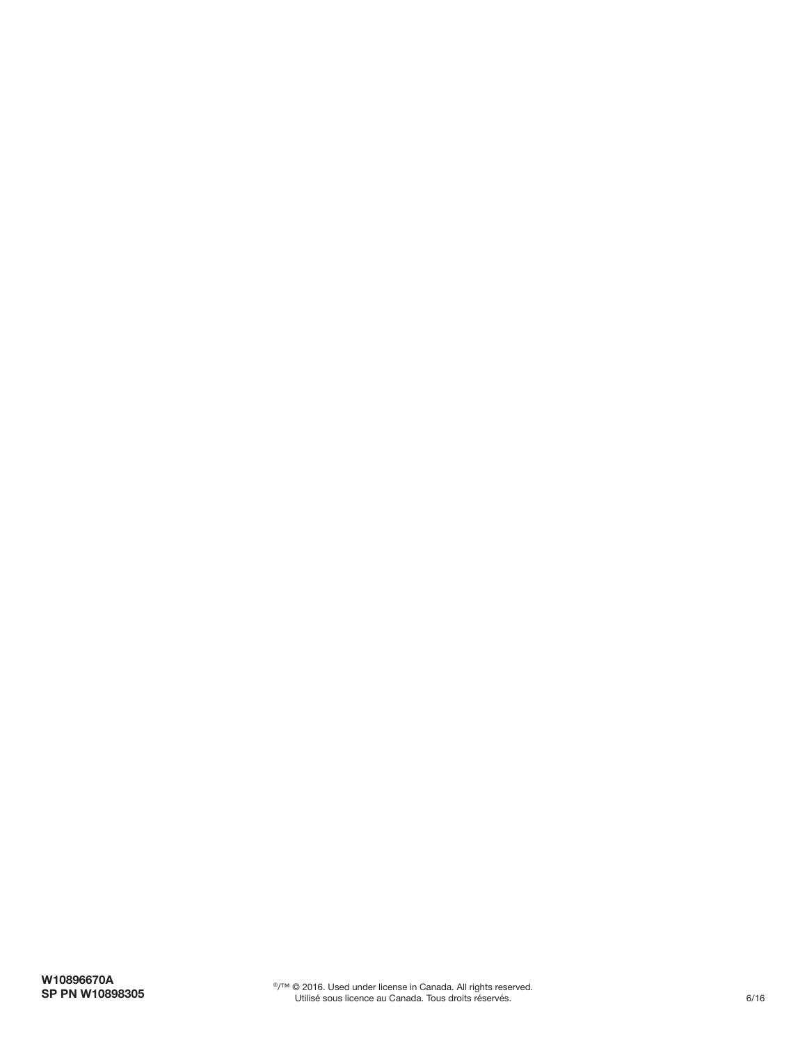**W10896670A**
**SP PN W10898305**

®/™ © 2016. Used under license in Canada. All rights reserved.
Utilisé sous licence au Canada. Tous droits réservés.

6/16